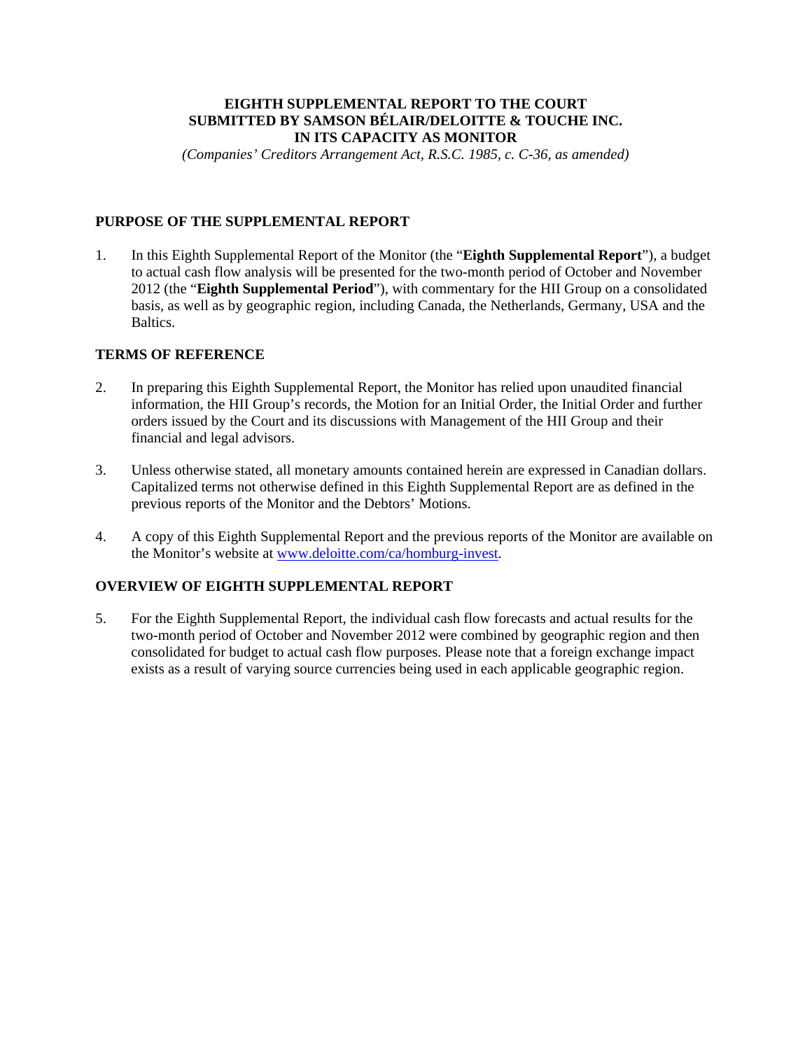**EIGHTH SUPPLEMENTAL REPORT TO THE COURT**
**SUBMITTED BY SAMSON BÉLAIR/DELOITTE & TOUCHE INC.**
**IN ITS CAPACITY AS MONITOR**

*(Companies' Creditors Arrangement Act, R.S.C. 1985, c. C-36, as amended)*

## PURPOSE OF THE SUPPLEMENTAL REPORT

1. In this Eighth Supplemental Report of the Monitor (the "**Eighth Supplemental Report**"), a budget to actual cash flow analysis will be presented for the two-month period of October and November 2012 (the "**Eighth Supplemental Period**"), with commentary for the HII Group on a consolidated basis, as well as by geographic region, including Canada, the Netherlands, Germany, USA and the Baltics.

## TERMS OF REFERENCE

2. In preparing this Eighth Supplemental Report, the Monitor has relied upon unaudited financial information, the HII Group's records, the Motion for an Initial Order, the Initial Order and further orders issued by the Court and its discussions with Management of the HII Group and their financial and legal advisors.

3. Unless otherwise stated, all monetary amounts contained herein are expressed in Canadian dollars. Capitalized terms not otherwise defined in this Eighth Supplemental Report are as defined in the previous reports of the Monitor and the Debtors' Motions.

4. A copy of this Eighth Supplemental Report and the previous reports of the Monitor are available on the Monitor's website at www.deloitte.com/ca/homburg-invest.

## OVERVIEW OF EIGHTH SUPPLEMENTAL REPORT

5. For the Eighth Supplemental Report, the individual cash flow forecasts and actual results for the two-month period of October and November 2012 were combined by geographic region and then consolidated for budget to actual cash flow purposes. Please note that a foreign exchange impact exists as a result of varying source currencies being used in each applicable geographic region.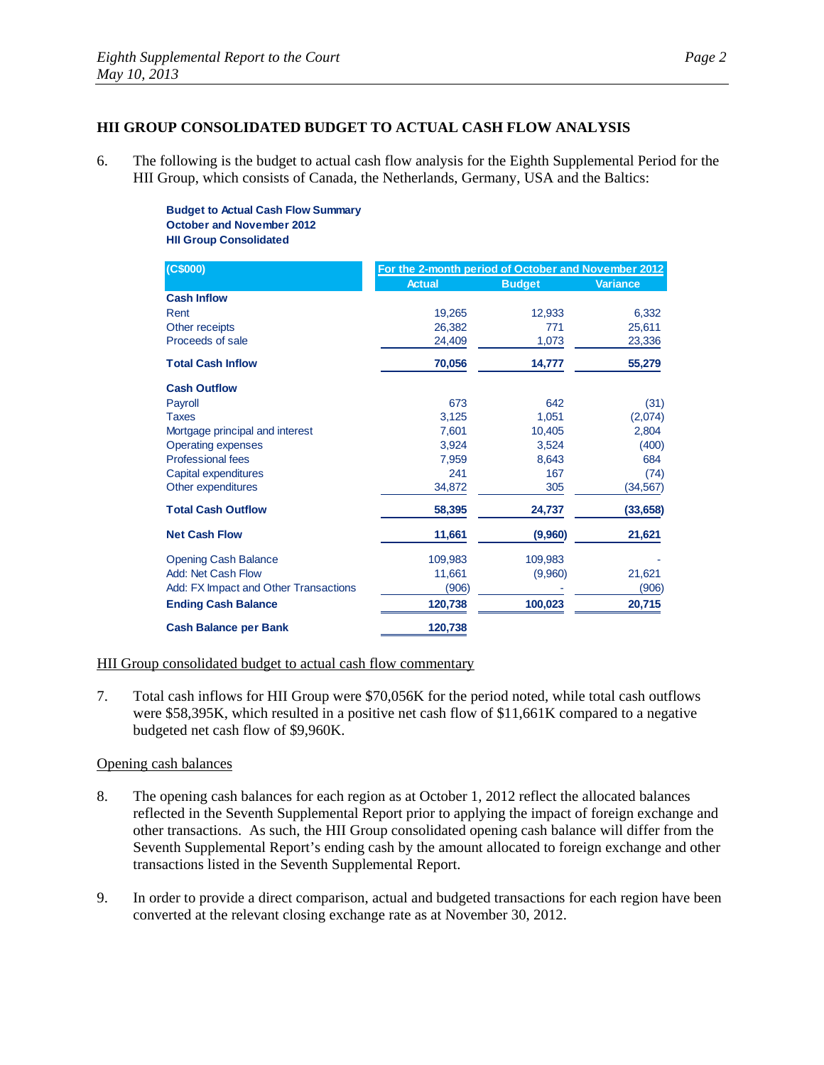## HII GROUP CONSOLIDATED BUDGET TO ACTUAL CASH FLOW ANALYSIS

6. The following is the budget to actual cash flow analysis for the Eighth Supplemental Period for the HII Group, which consists of Canada, the Netherlands, Germany, USA and the Baltics:

**Budget to Actual Cash Flow Summary**
**October and November 2012**
**HII Group Consolidated**

| (C$000) | For the 2-month period of October and November 2012 | | |
|---|---|---|---|
| | Actual | Budget | Variance |
| **Cash Inflow** | | | |
| Rent | 19,265 | 12,933 | 6,332 |
| Other receipts | 26,382 | 771 | 25,611 |
| Proceeds of sale | 24,409 | 1,073 | 23,336 |
| **Total Cash Inflow** | **70,056** | **14,777** | **55,279** |
| **Cash Outflow** | | | |
| Payroll | 673 | 642 | (31) |
| Taxes | 3,125 | 1,051 | (2,074) |
| Mortgage principal and interest | 7,601 | 10,405 | 2,804 |
| Operating expenses | 3,924 | 3,524 | (400) |
| Professional fees | 7,959 | 8,643 | 684 |
| Capital expenditures | 241 | 167 | (74) |
| Other expenditures | 34,872 | 305 | (34,567) |
| **Total Cash Outflow** | **58,395** | **24,737** | **(33,658)** |
| **Net Cash Flow** | **11,661** | **(9,960)** | **21,621** |
| Opening Cash Balance | 109,983 | 109,983 | - |
| Add: Net Cash Flow | 11,661 | (9,960) | 21,621 |
| Add: FX Impact and Other Transactions | (906) | - | (906) |
| **Ending Cash Balance** | **120,738** | **100,023** | **20,715** |
| **Cash Balance per Bank** | **120,738** | | |

<u>HII Group consolidated budget to actual cash flow commentary</u>

7. Total cash inflows for HII Group were $70,056K for the period noted, while total cash outflows were $58,395K, which resulted in a positive net cash flow of $11,661K compared to a negative budgeted net cash flow of $9,960K.

<u>Opening cash balances</u>

8. The opening cash balances for each region as at October 1, 2012 reflect the allocated balances reflected in the Seventh Supplemental Report prior to applying the impact of foreign exchange and other transactions. As such, the HII Group consolidated opening cash balance will differ from the Seventh Supplemental Report's ending cash by the amount allocated to foreign exchange and other transactions listed in the Seventh Supplemental Report.

9. In order to provide a direct comparison, actual and budgeted transactions for each region have been converted at the relevant closing exchange rate as at November 30, 2012.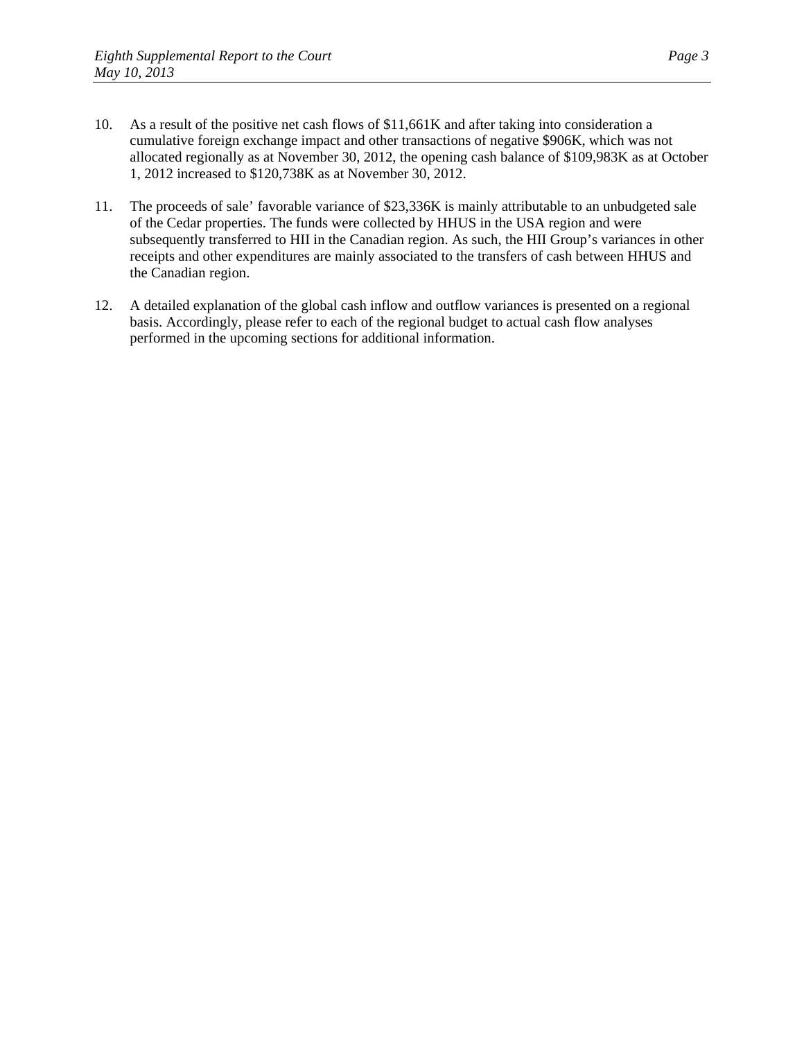10. As a result of the positive net cash flows of $11,661K and after taking into consideration a cumulative foreign exchange impact and other transactions of negative $906K, which was not allocated regionally as at November 30, 2012, the opening cash balance of $109,983K as at October 1, 2012 increased to $120,738K as at November 30, 2012.

11. The proceeds of sale' favorable variance of $23,336K is mainly attributable to an unbudgeted sale of the Cedar properties. The funds were collected by HHUS in the USA region and were subsequently transferred to HII in the Canadian region. As such, the HII Group's variances in other receipts and other expenditures are mainly associated to the transfers of cash between HHUS and the Canadian region.

12. A detailed explanation of the global cash inflow and outflow variances is presented on a regional basis. Accordingly, please refer to each of the regional budget to actual cash flow analyses performed in the upcoming sections for additional information.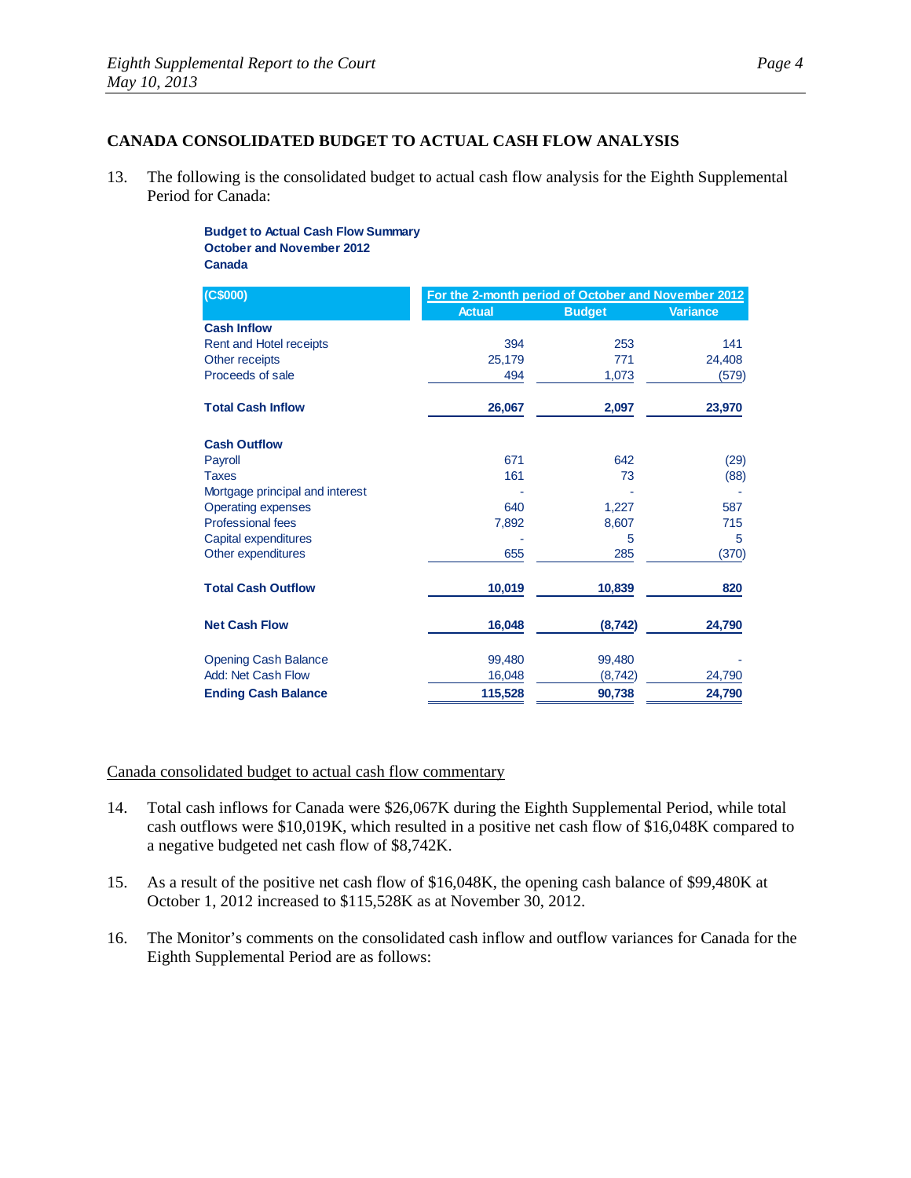## CANADA CONSOLIDATED BUDGET TO ACTUAL CASH FLOW ANALYSIS

13. The following is the consolidated budget to actual cash flow analysis for the Eighth Supplemental Period for Canada:

**Budget to Actual Cash Flow Summary**
**October and November 2012**
**Canada**

| (C$000) | For the 2-month period of October and November 2012 | | |
|---|---|---|---|
| | Actual | Budget | Variance |
| **Cash Inflow** | | | |
| Rent and Hotel receipts | 394 | 253 | 141 |
| Other receipts | 25,179 | 771 | 24,408 |
| Proceeds of sale | 494 | 1,073 | (579) |
| **Total Cash Inflow** | **26,067** | **2,097** | **23,970** |
| **Cash Outflow** | | | |
| Payroll | 671 | 642 | (29) |
| Taxes | 161 | 73 | (88) |
| Mortgage principal and interest | - | - | - |
| Operating expenses | 640 | 1,227 | 587 |
| Professional fees | 7,892 | 8,607 | 715 |
| Capital expenditures | - | 5 | 5 |
| Other expenditures | 655 | 285 | (370) |
| **Total Cash Outflow** | **10,019** | **10,839** | **820** |
| **Net Cash Flow** | **16,048** | **(8,742)** | **24,790** |
| Opening Cash Balance | 99,480 | 99,480 | - |
| Add: Net Cash Flow | 16,048 | (8,742) | 24,790 |
| **Ending Cash Balance** | **115,528** | **90,738** | **24,790** |

Canada consolidated budget to actual cash flow commentary

14. Total cash inflows for Canada were $26,067K during the Eighth Supplemental Period, while total cash outflows were $10,019K, which resulted in a positive net cash flow of $16,048K compared to a negative budgeted net cash flow of $8,742K.

15. As a result of the positive net cash flow of $16,048K, the opening cash balance of $99,480K at October 1, 2012 increased to $115,528K as at November 30, 2012.

16. The Monitor's comments on the consolidated cash inflow and outflow variances for Canada for the Eighth Supplemental Period are as follows: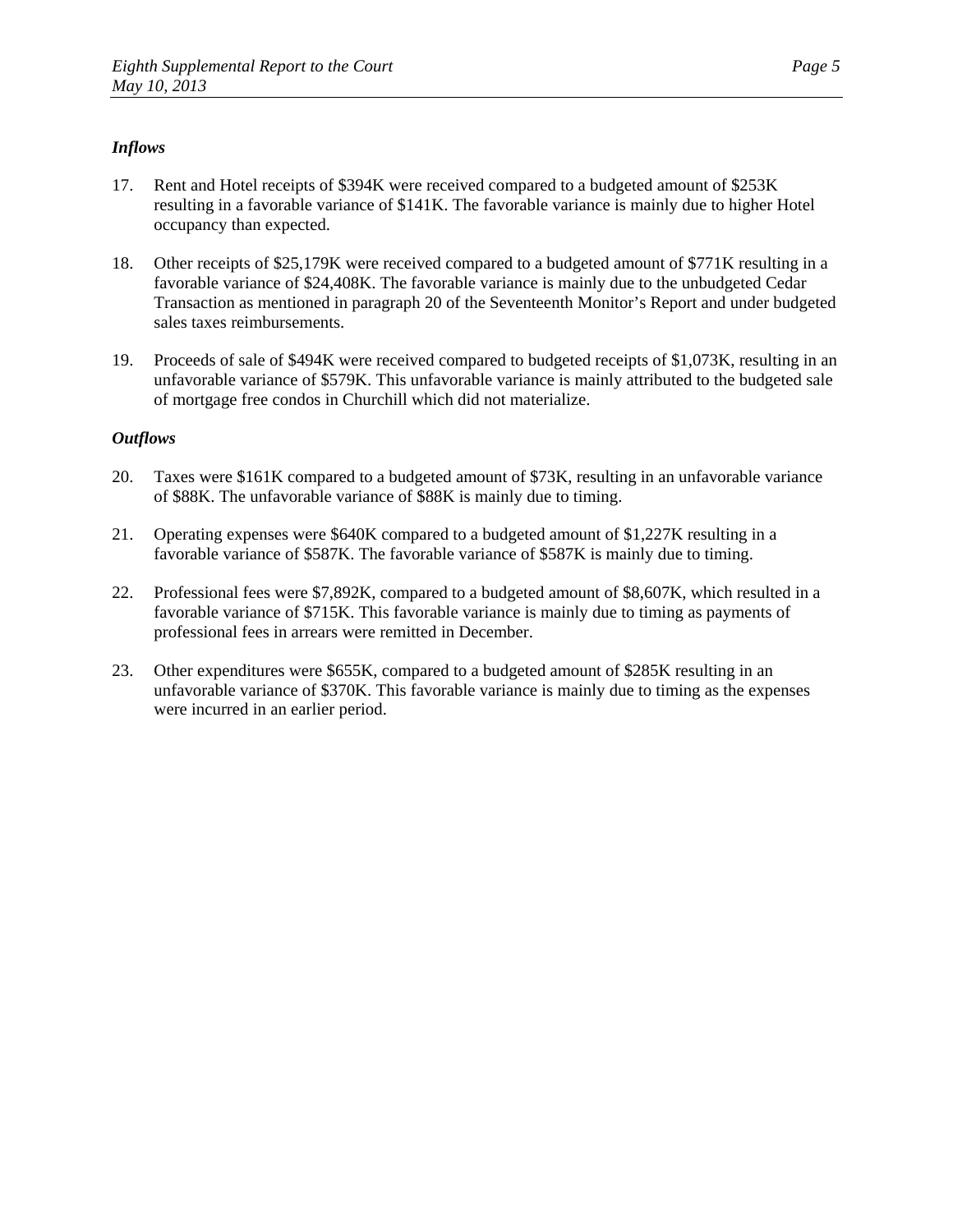*Inflows*

17. Rent and Hotel receipts of $394K were received compared to a budgeted amount of $253K resulting in a favorable variance of $141K. The favorable variance is mainly due to higher Hotel occupancy than expected.

18. Other receipts of $25,179K were received compared to a budgeted amount of $771K resulting in a favorable variance of $24,408K. The favorable variance is mainly due to the unbudgeted Cedar Transaction as mentioned in paragraph 20 of the Seventeenth Monitor's Report and under budgeted sales taxes reimbursements.

19. Proceeds of sale of $494K were received compared to budgeted receipts of $1,073K, resulting in an unfavorable variance of $579K. This unfavorable variance is mainly attributed to the budgeted sale of mortgage free condos in Churchill which did not materialize.

*Outflows*

20. Taxes were $161K compared to a budgeted amount of $73K, resulting in an unfavorable variance of $88K. The unfavorable variance of $88K is mainly due to timing.

21. Operating expenses were $640K compared to a budgeted amount of $1,227K resulting in a favorable variance of $587K. The favorable variance of $587K is mainly due to timing.

22. Professional fees were $7,892K, compared to a budgeted amount of $8,607K, which resulted in a favorable variance of $715K. This favorable variance is mainly due to timing as payments of professional fees in arrears were remitted in December.

23. Other expenditures were $655K, compared to a budgeted amount of $285K resulting in an unfavorable variance of $370K. This favorable variance is mainly due to timing as the expenses were incurred in an earlier period.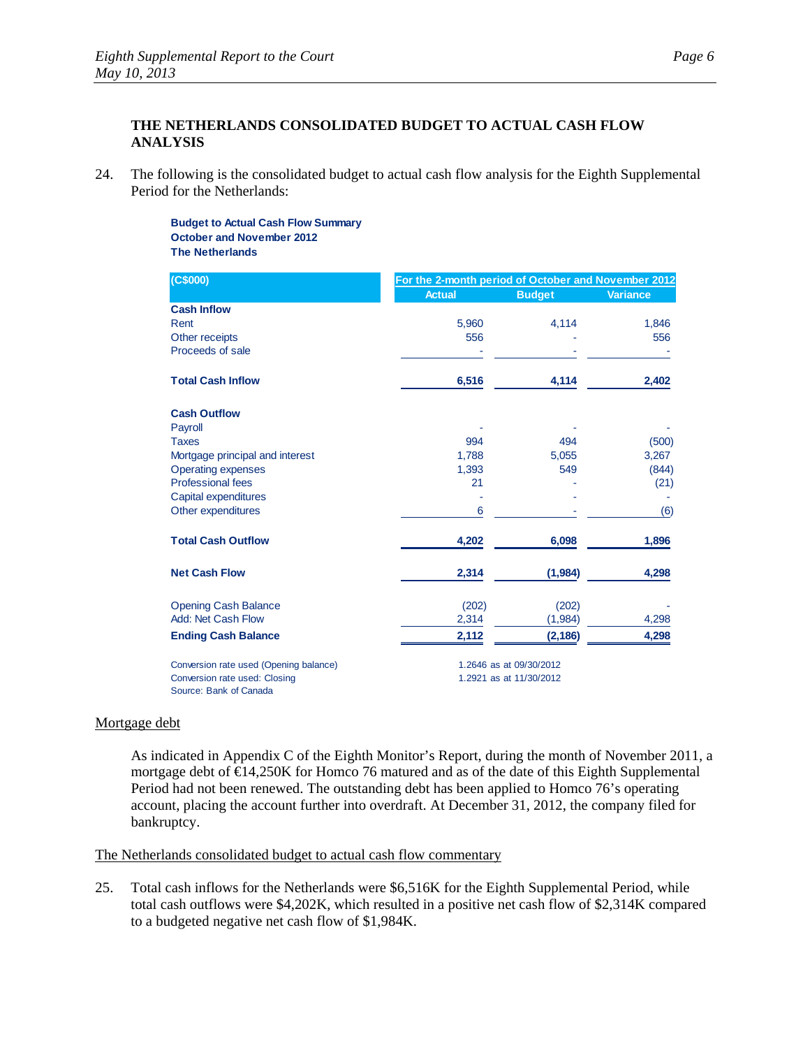## THE NETHERLANDS CONSOLIDATED BUDGET TO ACTUAL CASH FLOW ANALYSIS

24. The following is the consolidated budget to actual cash flow analysis for the Eighth Supplemental Period for the Netherlands:

**Budget to Actual Cash Flow Summary**
**October and November 2012**
**The Netherlands**

| (C$000) | For the 2-month period of October and November 2012 | | |
|---|---|---|---|
| | Actual | Budget | Variance |
| **Cash Inflow** | | | |
| Rent | 5,960 | 4,114 | 1,846 |
| Other receipts | 556 | - | 556 |
| Proceeds of sale | - | - | - |
| **Total Cash Inflow** | **6,516** | **4,114** | **2,402** |
| **Cash Outflow** | | | |
| Payroll | - | - | - |
| Taxes | 994 | 494 | (500) |
| Mortgage principal and interest | 1,788 | 5,055 | 3,267 |
| Operating expenses | 1,393 | 549 | (844) |
| Professional fees | 21 | - | (21) |
| Capital expenditures | - | - | - |
| Other expenditures | 6 | - | (6) |
| **Total Cash Outflow** | **4,202** | **6,098** | **1,896** |
| **Net Cash Flow** | **2,314** | **(1,984)** | **4,298** |
| Opening Cash Balance | (202) | (202) | - |
| Add: Net Cash Flow | 2,314 | (1,984) | 4,298 |
| **Ending Cash Balance** | **2,112** | **(2,186)** | **4,298** |

Conversion rate used (Opening balance) 1.2646 as at 09/30/2012
Conversion rate used: Closing 1.2921 as at 11/30/2012
Source: Bank of Canada

Mortgage debt

As indicated in Appendix C of the Eighth Monitor's Report, during the month of November 2011, a mortgage debt of €14,250K for Homco 76 matured and as of the date of this Eighth Supplemental Period had not been renewed. The outstanding debt has been applied to Homco 76's operating account, placing the account further into overdraft. At December 31, 2012, the company filed for bankruptcy.

The Netherlands consolidated budget to actual cash flow commentary

25. Total cash inflows for the Netherlands were $6,516K for the Eighth Supplemental Period, while total cash outflows were $4,202K, which resulted in a positive net cash flow of $2,314K compared to a budgeted negative net cash flow of $1,984K.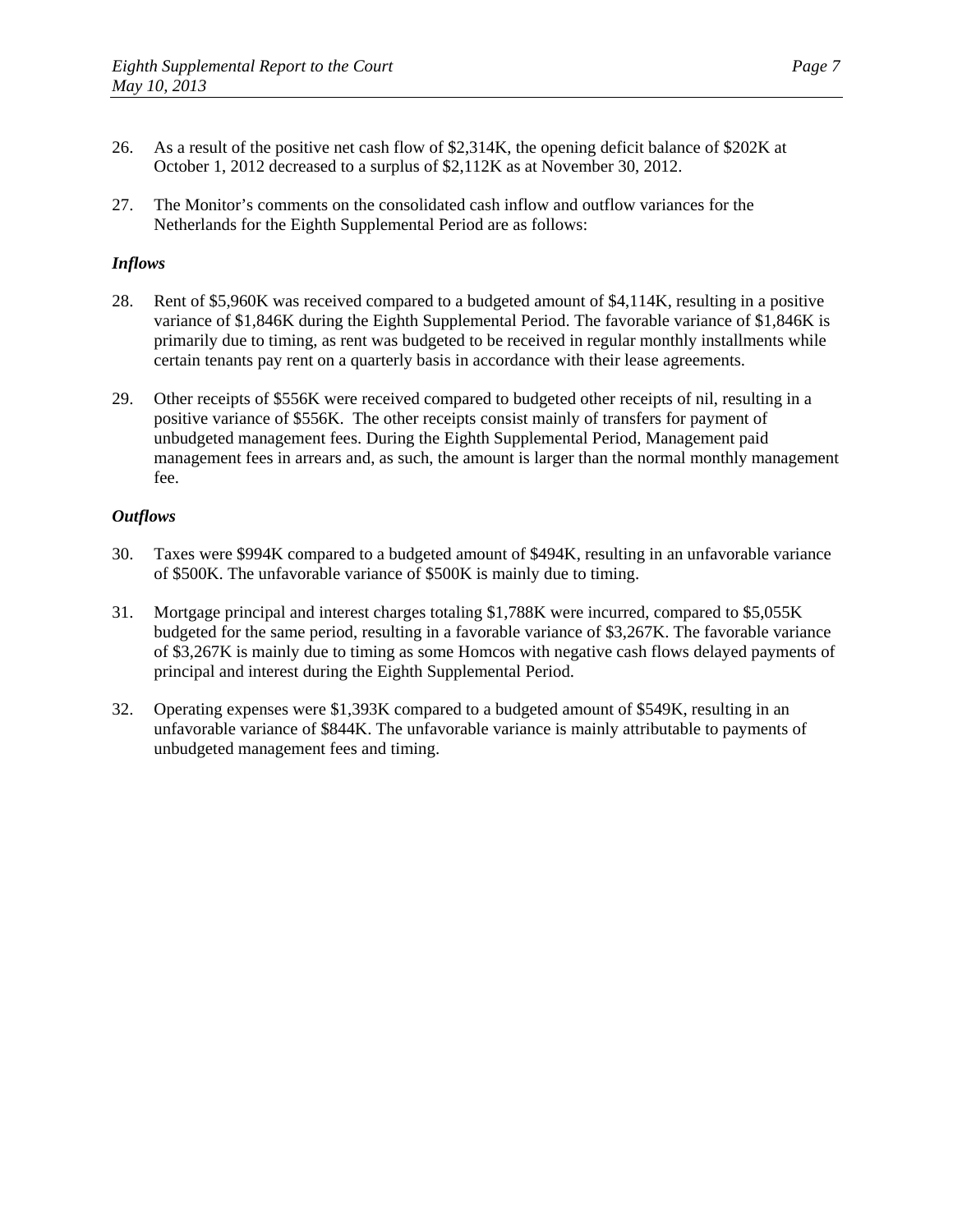26. As a result of the positive net cash flow of $2,314K, the opening deficit balance of $202K at October 1, 2012 decreased to a surplus of $2,112K as at November 30, 2012.

27. The Monitor's comments on the consolidated cash inflow and outflow variances for the Netherlands for the Eighth Supplemental Period are as follows:

***Inflows***

28. Rent of $5,960K was received compared to a budgeted amount of $4,114K, resulting in a positive variance of $1,846K during the Eighth Supplemental Period. The favorable variance of $1,846K is primarily due to timing, as rent was budgeted to be received in regular monthly installments while certain tenants pay rent on a quarterly basis in accordance with their lease agreements.

29. Other receipts of $556K were received compared to budgeted other receipts of nil, resulting in a positive variance of $556K. The other receipts consist mainly of transfers for payment of unbudgeted management fees. During the Eighth Supplemental Period, Management paid management fees in arrears and, as such, the amount is larger than the normal monthly management fee.

***Outflows***

30. Taxes were $994K compared to a budgeted amount of $494K, resulting in an unfavorable variance of $500K. The unfavorable variance of $500K is mainly due to timing.

31. Mortgage principal and interest charges totaling $1,788K were incurred, compared to $5,055K budgeted for the same period, resulting in a favorable variance of $3,267K. The favorable variance of $3,267K is mainly due to timing as some Homcos with negative cash flows delayed payments of principal and interest during the Eighth Supplemental Period.

32. Operating expenses were $1,393K compared to a budgeted amount of $549K, resulting in an unfavorable variance of $844K. The unfavorable variance is mainly attributable to payments of unbudgeted management fees and timing.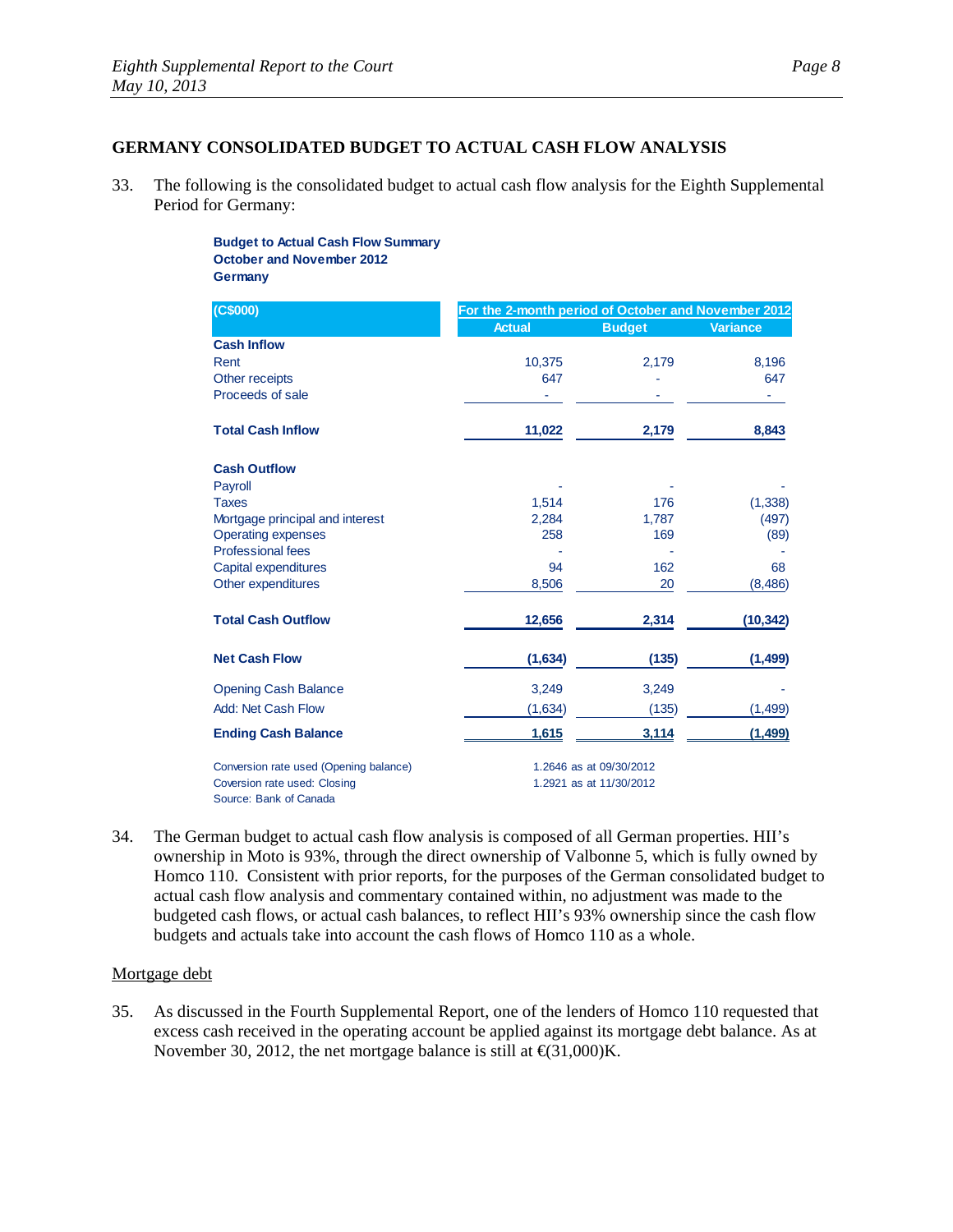## GERMANY CONSOLIDATED BUDGET TO ACTUAL CASH FLOW ANALYSIS

33. The following is the consolidated budget to actual cash flow analysis for the Eighth Supplemental Period for Germany:

**Budget to Actual Cash Flow Summary**
**October and November 2012**
**Germany**

| (C$000) | For the 2-month period of October and November 2012 | | |
|---|---|---|---|
| | **Actual** | **Budget** | **Variance** |
| **Cash Inflow** | | | |
| Rent | 10,375 | 2,179 | 8,196 |
| Other receipts | 647 | - | 647 |
| Proceeds of sale | - | - | - |
| **Total Cash Inflow** | **11,022** | **2,179** | **8,843** |
| **Cash Outflow** | | | |
| Payroll | - | - | - |
| Taxes | 1,514 | 176 | (1,338) |
| Mortgage principal and interest | 2,284 | 1,787 | (497) |
| Operating expenses | 258 | 169 | (89) |
| Professional fees | - | - | - |
| Capital expenditures | 94 | 162 | 68 |
| Other expenditures | 8,506 | 20 | (8,486) |
| **Total Cash Outflow** | **12,656** | **2,314** | **(10,342)** |
| **Net Cash Flow** | **(1,634)** | **(135)** | **(1,499)** |
| Opening Cash Balance | 3,249 | 3,249 | - |
| Add: Net Cash Flow | (1,634) | (135) | (1,499) |
| **Ending Cash Balance** | **1,615** | **3,114** | **(1,499)** |

Conversion rate used (Opening balance) 1.2646 as at 09/30/2012
Coversion rate used: Closing 1.2921 as at 11/30/2012
Source: Bank of Canada

34. The German budget to actual cash flow analysis is composed of all German properties. HII's ownership in Moto is 93%, through the direct ownership of Valbonne 5, which is fully owned by Homco 110. Consistent with prior reports, for the purposes of the German consolidated budget to actual cash flow analysis and commentary contained within, no adjustment was made to the budgeted cash flows, or actual cash balances, to reflect HII's 93% ownership since the cash flow budgets and actuals take into account the cash flows of Homco 110 as a whole.

<u>Mortgage debt</u>

35. As discussed in the Fourth Supplemental Report, one of the lenders of Homco 110 requested that excess cash received in the operating account be applied against its mortgage debt balance. As at November 30, 2012, the net mortgage balance is still at €(31,000)K.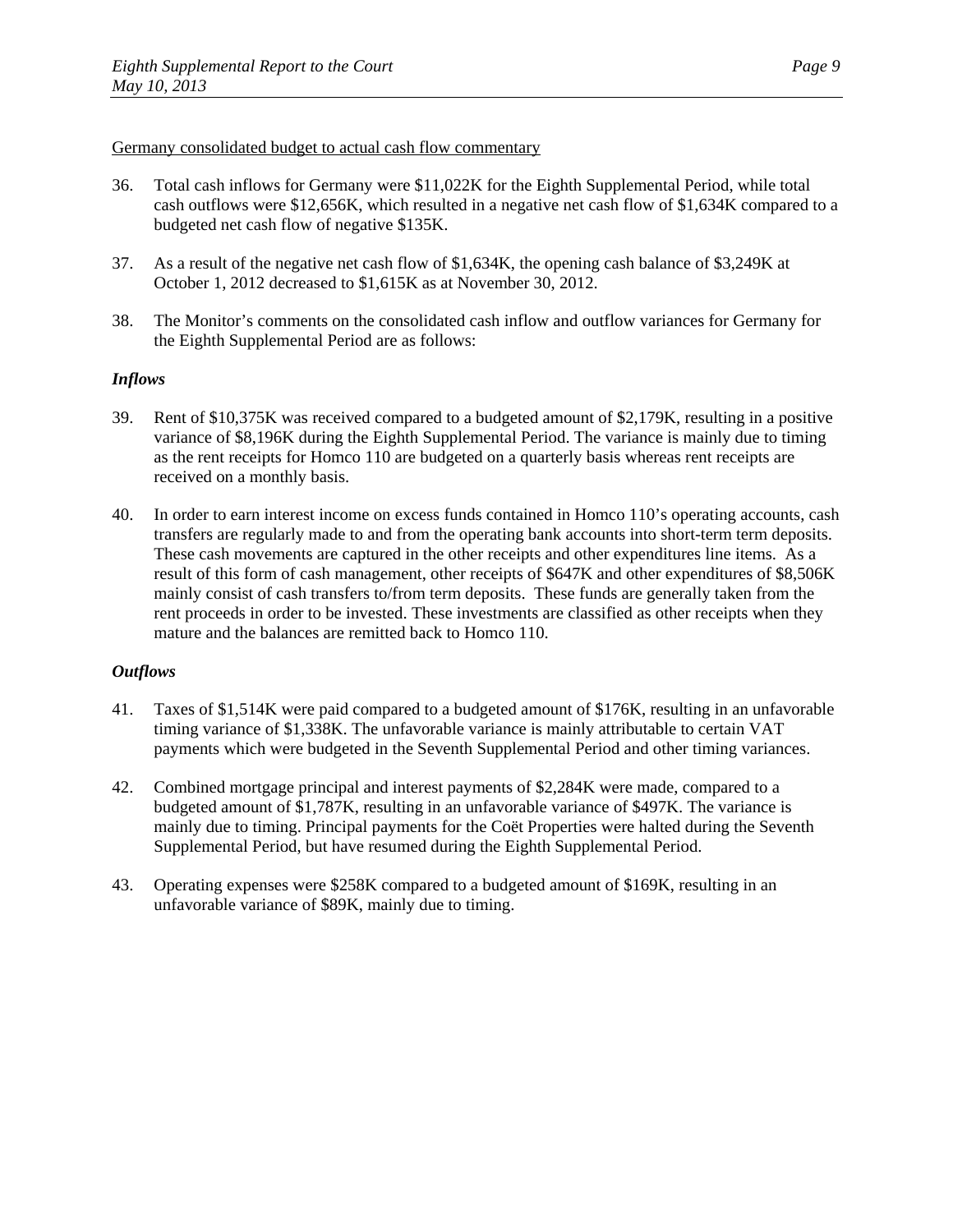<u>Germany consolidated budget to actual cash flow commentary</u>

36. Total cash inflows for Germany were $11,022K for the Eighth Supplemental Period, while total cash outflows were $12,656K, which resulted in a negative net cash flow of $1,634K compared to a budgeted net cash flow of negative $135K.

37. As a result of the negative net cash flow of $1,634K, the opening cash balance of $3,249K at October 1, 2012 decreased to $1,615K as at November 30, 2012.

38. The Monitor's comments on the consolidated cash inflow and outflow variances for Germany for the Eighth Supplemental Period are as follows:

***Inflows***

39. Rent of $10,375K was received compared to a budgeted amount of $2,179K, resulting in a positive variance of $8,196K during the Eighth Supplemental Period. The variance is mainly due to timing as the rent receipts for Homco 110 are budgeted on a quarterly basis whereas rent receipts are received on a monthly basis.

40. In order to earn interest income on excess funds contained in Homco 110's operating accounts, cash transfers are regularly made to and from the operating bank accounts into short-term term deposits. These cash movements are captured in the other receipts and other expenditures line items. As a result of this form of cash management, other receipts of $647K and other expenditures of $8,506K mainly consist of cash transfers to/from term deposits. These funds are generally taken from the rent proceeds in order to be invested. These investments are classified as other receipts when they mature and the balances are remitted back to Homco 110.

***Outflows***

41. Taxes of $1,514K were paid compared to a budgeted amount of $176K, resulting in an unfavorable timing variance of $1,338K. The unfavorable variance is mainly attributable to certain VAT payments which were budgeted in the Seventh Supplemental Period and other timing variances.

42. Combined mortgage principal and interest payments of $2,284K were made, compared to a budgeted amount of $1,787K, resulting in an unfavorable variance of $497K. The variance is mainly due to timing. Principal payments for the Coët Properties were halted during the Seventh Supplemental Period, but have resumed during the Eighth Supplemental Period.

43. Operating expenses were $258K compared to a budgeted amount of $169K, resulting in an unfavorable variance of $89K, mainly due to timing.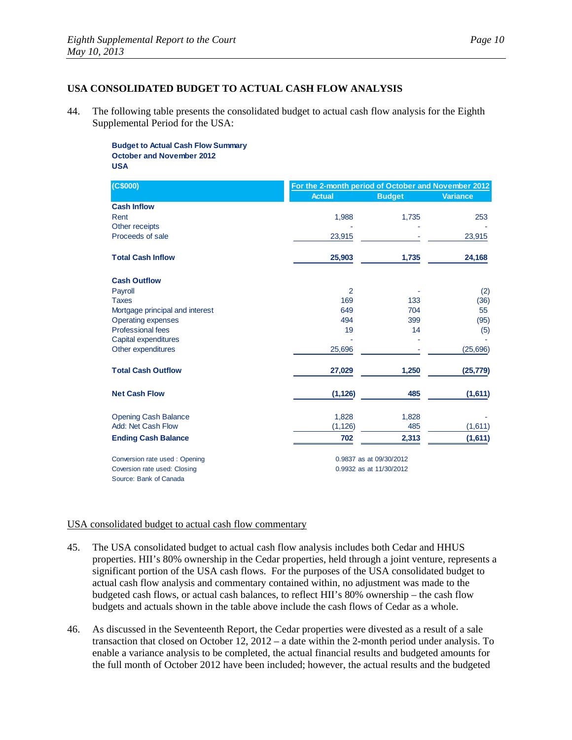## USA CONSOLIDATED BUDGET TO ACTUAL CASH FLOW ANALYSIS

44. The following table presents the consolidated budget to actual cash flow analysis for the Eighth Supplemental Period for the USA:

**Budget to Actual Cash Flow Summary**
**October and November 2012**
**USA**

| (C$000) | For the 2-month period of October and November 2012 | | |
|---|---|---|---|
| | Actual | Budget | Variance |
| **Cash Inflow** | | | |
| Rent | 1,988 | 1,735 | 253 |
| Other receipts | - | - | - |
| Proceeds of sale | 23,915 | - | 23,915 |
| **Total Cash Inflow** | **25,903** | **1,735** | **24,168** |
| **Cash Outflow** | | | |
| Payroll | 2 | - | (2) |
| Taxes | 169 | 133 | (36) |
| Mortgage principal and interest | 649 | 704 | 55 |
| Operating expenses | 494 | 399 | (95) |
| Professional fees | 19 | 14 | (5) |
| Capital expenditures | - | - | - |
| Other expenditures | 25,696 | - | (25,696) |
| **Total Cash Outflow** | **27,029** | **1,250** | **(25,779)** |
| **Net Cash Flow** | **(1,126)** | **485** | **(1,611)** |
| Opening Cash Balance | 1,828 | 1,828 | - |
| Add: Net Cash Flow | (1,126) | 485 | (1,611) |
| **Ending Cash Balance** | **702** | **2,313** | **(1,611)** |

Conversion rate used : Opening 0.9837 as at 09/30/2012
Coversion rate used: Closing 0.9932 as at 11/30/2012
Source: Bank of Canada

<u>USA consolidated budget to actual cash flow commentary</u>

45. The USA consolidated budget to actual cash flow analysis includes both Cedar and HHUS properties. HII's 80% ownership in the Cedar properties, held through a joint venture, represents a significant portion of the USA cash flows. For the purposes of the USA consolidated budget to actual cash flow analysis and commentary contained within, no adjustment was made to the budgeted cash flows, or actual cash balances, to reflect HII's 80% ownership – the cash flow budgets and actuals shown in the table above include the cash flows of Cedar as a whole.

46. As discussed in the Seventeenth Report, the Cedar properties were divested as a result of a sale transaction that closed on October 12, 2012 – a date within the 2-month period under analysis. To enable a variance analysis to be completed, the actual financial results and budgeted amounts for the full month of October 2012 have been included; however, the actual results and the budgeted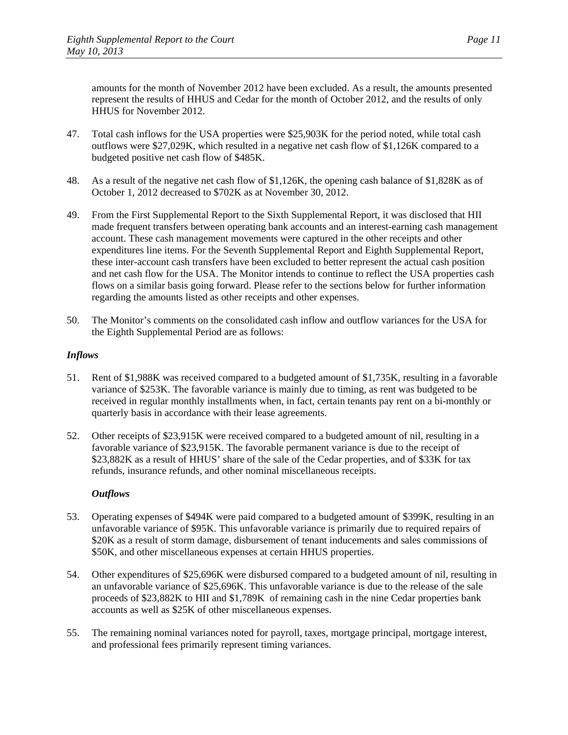amounts for the month of November 2012 have been excluded. As a result, the amounts presented represent the results of HHUS and Cedar for the month of October 2012, and the results of only HHUS for November 2012.

47. Total cash inflows for the USA properties were $25,903K for the period noted, while total cash outflows were $27,029K, which resulted in a negative net cash flow of $1,126K compared to a budgeted positive net cash flow of $485K.

48. As a result of the negative net cash flow of $1,126K, the opening cash balance of $1,828K as of October 1, 2012 decreased to $702K as at November 30, 2012.

49. From the First Supplemental Report to the Sixth Supplemental Report, it was disclosed that HII made frequent transfers between operating bank accounts and an interest-earning cash management account. These cash management movements were captured in the other receipts and other expenditures line items. For the Seventh Supplemental Report and Eighth Supplemental Report, these inter-account cash transfers have been excluded to better represent the actual cash position and net cash flow for the USA. The Monitor intends to continue to reflect the USA properties cash flows on a similar basis going forward. Please refer to the sections below for further information regarding the amounts listed as other receipts and other expenses.

50. The Monitor's comments on the consolidated cash inflow and outflow variances for the USA for the Eighth Supplemental Period are as follows:

*Inflows*

51. Rent of $1,988K was received compared to a budgeted amount of $1,735K, resulting in a favorable variance of $253K. The favorable variance is mainly due to timing, as rent was budgeted to be received in regular monthly installments when, in fact, certain tenants pay rent on a bi-monthly or quarterly basis in accordance with their lease agreements.

52. Other receipts of $23,915K were received compared to a budgeted amount of nil, resulting in a favorable variance of $23,915K. The favorable permanent variance is due to the receipt of $23,882K as a result of HHUS' share of the sale of the Cedar properties, and of $33K for tax refunds, insurance refunds, and other nominal miscellaneous receipts.

***Outflows***

53. Operating expenses of $494K were paid compared to a budgeted amount of $399K, resulting in an unfavorable variance of $95K. This unfavorable variance is primarily due to required repairs of $20K as a result of storm damage, disbursement of tenant inducements and sales commissions of $50K, and other miscellaneous expenses at certain HHUS properties.

54. Other expenditures of $25,696K were disbursed compared to a budgeted amount of nil, resulting in an unfavorable variance of $25,696K. This unfavorable variance is due to the release of the sale proceeds of $23,882K to HII and $1,789K of remaining cash in the nine Cedar properties bank accounts as well as $25K of other miscellaneous expenses.

55. The remaining nominal variances noted for payroll, taxes, mortgage principal, mortgage interest, and professional fees primarily represent timing variances.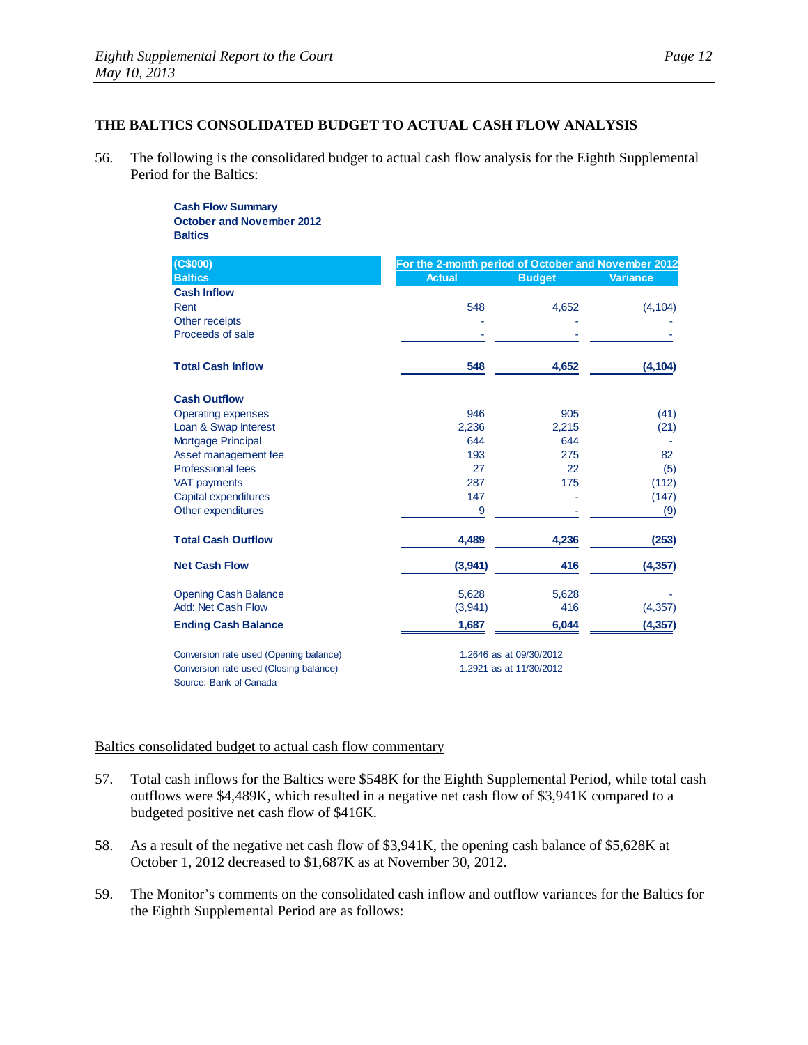## THE BALTICS CONSOLIDATED BUDGET TO ACTUAL CASH FLOW ANALYSIS

56. The following is the consolidated budget to actual cash flow analysis for the Eighth Supplemental Period for the Baltics:

**Cash Flow Summary**
**October and November 2012**
**Baltics**

| (C$000) | For the 2-month period of October and November 2012 | | |
|---|---|---|---|
| **Baltics** | **Actual** | **Budget** | **Variance** |
| **Cash Inflow** | | | |
| Rent | 548 | 4,652 | (4,104) |
| Other receipts | - | - | - |
| Proceeds of sale | - | - | - |
| **Total Cash Inflow** | **548** | **4,652** | **(4,104)** |
| **Cash Outflow** | | | |
| Operating expenses | 946 | 905 | (41) |
| Loan & Swap Interest | 2,236 | 2,215 | (21) |
| Mortgage Principal | 644 | 644 | - |
| Asset management fee | 193 | 275 | 82 |
| Professional fees | 27 | 22 | (5) |
| VAT payments | 287 | 175 | (112) |
| Capital expenditures | 147 | - | (147) |
| Other expenditures | 9 | - | (9) |
| **Total Cash Outflow** | **4,489** | **4,236** | **(253)** |
| **Net Cash Flow** | **(3,941)** | **416** | **(4,357)** |
| Opening Cash Balance | 5,628 | 5,628 | - |
| Add: Net Cash Flow | (3,941) | 416 | (4,357) |
| **Ending Cash Balance** | **1,687** | **6,044** | **(4,357)** |

Conversion rate used (Opening balance) 1.2646 as at 09/30/2012
Conversion rate used (Closing balance) 1.2921 as at 11/30/2012
Source: Bank of Canada

Baltics consolidated budget to actual cash flow commentary

57. Total cash inflows for the Baltics were $548K for the Eighth Supplemental Period, while total cash outflows were $4,489K, which resulted in a negative net cash flow of $3,941K compared to a budgeted positive net cash flow of $416K.

58. As a result of the negative net cash flow of $3,941K, the opening cash balance of $5,628K at October 1, 2012 decreased to $1,687K as at November 30, 2012.

59. The Monitor's comments on the consolidated cash inflow and outflow variances for the Baltics for the Eighth Supplemental Period are as follows: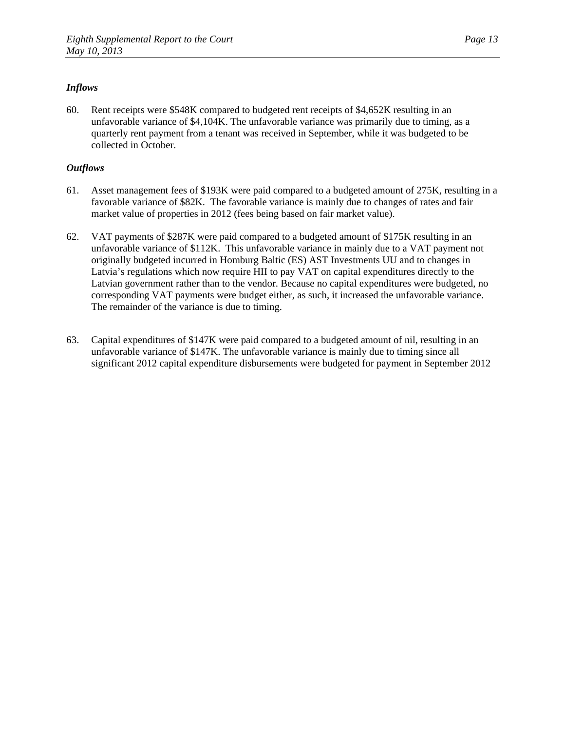### *Inflows*

60. Rent receipts were $548K compared to budgeted rent receipts of $4,652K resulting in an unfavorable variance of $4,104K. The unfavorable variance was primarily due to timing, as a quarterly rent payment from a tenant was received in September, while it was budgeted to be collected in October.

### *Outflows*

61. Asset management fees of $193K were paid compared to a budgeted amount of 275K, resulting in a favorable variance of $82K. The favorable variance is mainly due to changes of rates and fair market value of properties in 2012 (fees being based on fair market value).

62. VAT payments of $287K were paid compared to a budgeted amount of $175K resulting in an unfavorable variance of $112K. This unfavorable variance in mainly due to a VAT payment not originally budgeted incurred in Homburg Baltic (ES) AST Investments UU and to changes in Latvia's regulations which now require HII to pay VAT on capital expenditures directly to the Latvian government rather than to the vendor. Because no capital expenditures were budgeted, no corresponding VAT payments were budget either, as such, it increased the unfavorable variance. The remainder of the variance is due to timing.

63. Capital expenditures of $147K were paid compared to a budgeted amount of nil, resulting in an unfavorable variance of $147K. The unfavorable variance is mainly due to timing since all significant 2012 capital expenditure disbursements were budgeted for payment in September 2012